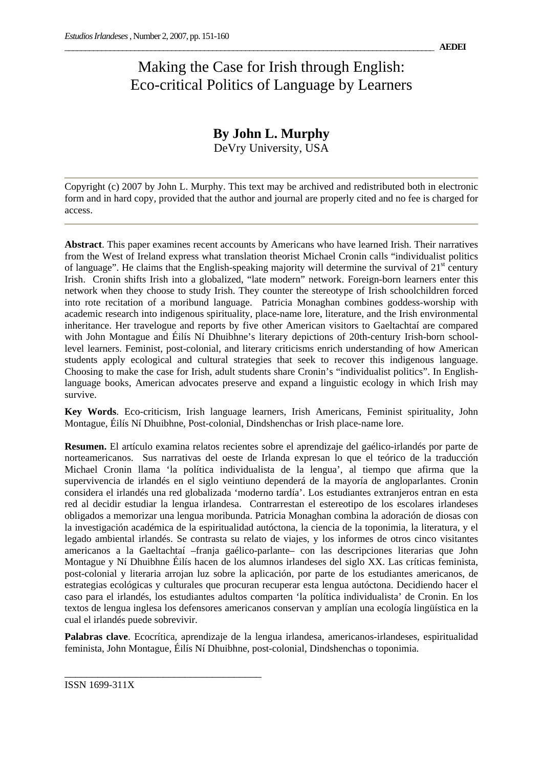# Making the Case for Irish through English: Eco-critical Politics of Language by Learners

**By John L. Murphy**
DeVry University, USA

Copyright (c) 2007 by John L. Murphy. This text may be archived and redistributed both in electronic form and in hard copy, provided that the author and journal are properly cited and no fee is charged for access.

**Abstract**. This paper examines recent accounts by Americans who have learned Irish. Their narratives from the West of Ireland express what translation theorist Michael Cronin calls "individualist politics of language". He claims that the English-speaking majority will determine the survival of 21st century Irish. Cronin shifts Irish into a globalized, "late modern" network. Foreign-born learners enter this network when they choose to study Irish. They counter the stereotype of Irish schoolchildren forced into rote recitation of a moribund language. Patricia Monaghan combines goddess-worship with academic research into indigenous spirituality, place-name lore, literature, and the Irish environmental inheritance. Her travelogue and reports by five other American visitors to Gaeltachtaí are compared with John Montague and Éilís Ní Dhuibhne's literary depictions of 20th-century Irish-born school-level learners. Feminist, post-colonial, and literary criticisms enrich understanding of how American students apply ecological and cultural strategies that seek to recover this indigenous language. Choosing to make the case for Irish, adult students share Cronin's "individualist politics". In English-language books, American advocates preserve and expand a linguistic ecology in which Irish may survive.

**Key Words**. Eco-criticism, Irish language learners, Irish Americans, Feminist spirituality, John Montague, Éilís Ní Dhuibhne, Post-colonial, Dindshenchas or Irish place-name lore.

**Resumen.** El artículo examina relatos recientes sobre el aprendizaje del gaélico-irlandés por parte de norteamericanos. Sus narrativas del oeste de Irlanda expresan lo que el teórico de la traducción Michael Cronin llama 'la política individualista de la lengua', al tiempo que afirma que la supervivencia de irlandés en el siglo veintiuno dependerá de la mayoría de angloparlantes. Cronin considera el irlandés una red globalizada 'moderno tardía'. Los estudiantes extranjeros entran en esta red al decidir estudiar la lengua irlandesa. Contrarrestan el estereotipo de los escolares irlandeses obligados a memorizar una lengua moribunda. Patricia Monaghan combina la adoración de diosas con la investigación académica de la espiritualidad autóctona, la ciencia de la toponimia, la literatura, y el legado ambiental irlandés. Se contrasta su relato de viajes, y los informes de otros cinco visitantes americanos a la Gaeltachtaí –franja gaélico-parlante– con las descripciones literarias que John Montague y Ní Dhuibhne Éilís hacen de los alumnos irlandeses del siglo XX. Las críticas feminista, post-colonial y literaria arrojan luz sobre la aplicación, por parte de los estudiantes americanos, de estrategias ecológicas y culturales que procuran recuperar esta lengua autóctona. Decidiendo hacer el caso para el irlandés, los estudiantes adultos comparten 'la política individualista' de Cronin. En los textos de lengua inglesa los defensores americanos conservan y amplían una ecología lingüística en la cual el irlandés puede sobrevivir.

**Palabras clave**. Ecocrítica, aprendizaje de la lengua irlandesa, americanos-irlandeses, espiritualidad feminista, John Montague, Éilís Ní Dhuibhne, post-colonial, Dindshenchas o toponimia.

ISSN 1699-311X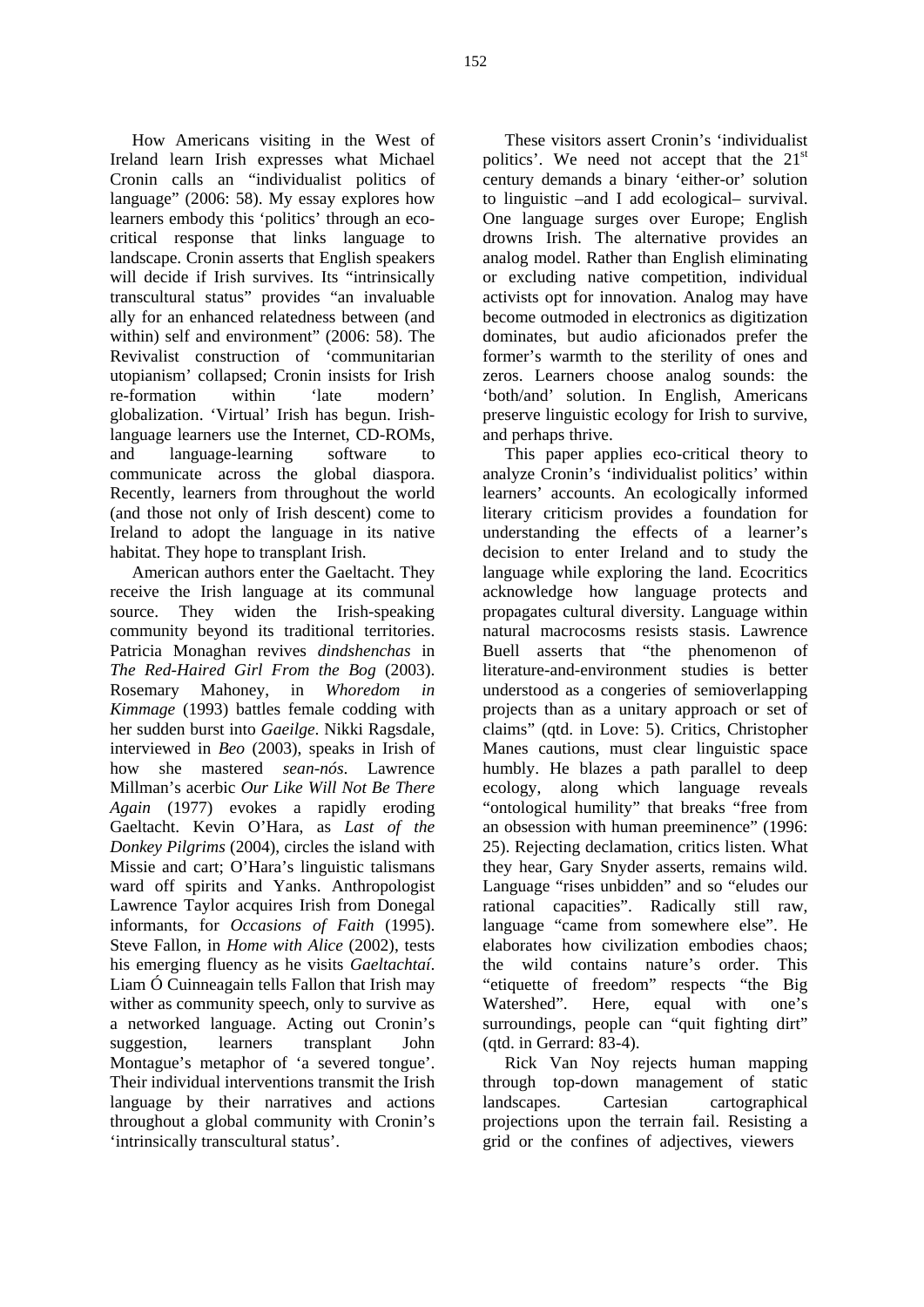How Americans visiting in the West of Ireland learn Irish expresses what Michael Cronin calls an "individualist politics of language" (2006: 58). My essay explores how learners embody this 'politics' through an eco-critical response that links language to landscape. Cronin asserts that English speakers will decide if Irish survives. Its "intrinsically transcultural status" provides "an invaluable ally for an enhanced relatedness between (and within) self and environment" (2006: 58). The Revivalist construction of 'communitarian utopianism' collapsed; Cronin insists for Irish re-formation within 'late modern' globalization. 'Virtual' Irish has begun. Irish-language learners use the Internet, CD-ROMs, and language-learning software to communicate across the global diaspora. Recently, learners from throughout the world (and those not only of Irish descent) come to Ireland to adopt the language in its native habitat. They hope to transplant Irish.

American authors enter the Gaeltacht. They receive the Irish language at its communal source. They widen the Irish-speaking community beyond its traditional territories. Patricia Monaghan revives *dindshenchas* in *The Red-Haired Girl From the Bog* (2003). Rosemary Mahoney, in *Whoredom in Kimmage* (1993) battles female codding with her sudden burst into *Gaeilge*. Nikki Ragsdale, interviewed in *Beo* (2003), speaks in Irish of how she mastered *sean-nós*. Lawrence Millman's acerbic *Our Like Will Not Be There Again* (1977) evokes a rapidly eroding Gaeltacht. Kevin O'Hara, as *Last of the Donkey Pilgrims* (2004), circles the island with Missie and cart; O'Hara's linguistic talismans ward off spirits and Yanks. Anthropologist Lawrence Taylor acquires Irish from Donegal informants, for *Occasions of Faith* (1995). Steve Fallon, in *Home with Alice* (2002), tests his emerging fluency as he visits *Gaeltachtaí*. Liam Ó Cuinneagain tells Fallon that Irish may wither as community speech, only to survive as a networked language. Acting out Cronin's suggestion, learners transplant John Montague's metaphor of 'a severed tongue'. Their individual interventions transmit the Irish language by their narratives and actions throughout a global community with Cronin's 'intrinsically transcultural status'.

These visitors assert Cronin's 'individualist politics'. We need not accept that the 21st century demands a binary 'either-or' solution to linguistic –and I add ecological– survival. One language surges over Europe; English drowns Irish. The alternative provides an analog model. Rather than English eliminating or excluding native competition, individual activists opt for innovation. Analog may have become outmoded in electronics as digitization dominates, but audio aficionados prefer the former's warmth to the sterility of ones and zeros. Learners choose analog sounds: the 'both/and' solution. In English, Americans preserve linguistic ecology for Irish to survive, and perhaps thrive.

This paper applies eco-critical theory to analyze Cronin's 'individualist politics' within learners' accounts. An ecologically informed literary criticism provides a foundation for understanding the effects of a learner's decision to enter Ireland and to study the language while exploring the land. Ecocritics acknowledge how language protects and propagates cultural diversity. Language within natural macrocosms resists stasis. Lawrence Buell asserts that "the phenomenon of literature-and-environment studies is better understood as a congeries of semioverlapping projects than as a unitary approach or set of claims" (qtd. in Love: 5). Critics, Christopher Manes cautions, must clear linguistic space humbly. He blazes a path parallel to deep ecology, along which language reveals "ontological humility" that breaks "free from an obsession with human preeminence" (1996: 25). Rejecting declamation, critics listen. What they hear, Gary Snyder asserts, remains wild. Language "rises unbidden" and so "eludes our rational capacities". Radically still raw, language "came from somewhere else". He elaborates how civilization embodies chaos; the wild contains nature's order. This "etiquette of freedom" respects "the Big Watershed". Here, equal with one's surroundings, people can "quit fighting dirt" (qtd. in Gerrard: 83-4).

Rick Van Noy rejects human mapping through top-down management of static landscapes. Cartesian cartographical projections upon the terrain fail. Resisting a grid or the confines of adjectives, viewers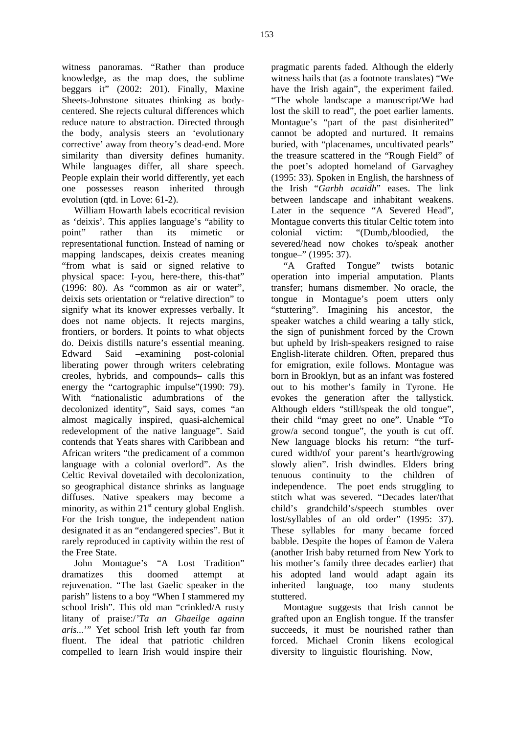witness panoramas. "Rather than produce knowledge, as the map does, the sublime beggars it" (2002: 201). Finally, Maxine Sheets-Johnstone situates thinking as body-centered. She rejects cultural differences which reduce nature to abstraction. Directed through the body, analysis steers an 'evolutionary corrective' away from theory's dead-end. More similarity than diversity defines humanity. While languages differ, all share speech. People explain their world differently, yet each one possesses reason inherited through evolution (qtd. in Love: 61-2).

William Howarth labels ecocritical revision as 'deixis'. This applies language's "ability to point" rather than its mimetic or representational function. Instead of naming or mapping landscapes, deixis creates meaning "from what is said or signed relative to physical space: I-you, here-there, this-that" (1996: 80). As "common as air or water", deixis sets orientation or "relative direction" to signify what its knower expresses verbally. It does not name objects. It rejects margins, frontiers, or borders. It points to what objects do. Deixis distills nature's essential meaning. Edward Said –examining post-colonial liberating power through writers celebrating creoles, hybrids, and compounds– calls this energy the "cartographic impulse"(1990: 79). With "nationalistic adumbrations of the decolonized identity", Said says, comes "an almost magically inspired, quasi-alchemical redevelopment of the native language". Said contends that Yeats shares with Caribbean and African writers "the predicament of a common language with a colonial overlord". As the Celtic Revival dovetailed with decolonization, so geographical distance shrinks as language diffuses. Native speakers may become a minority, as within 21st century global English. For the Irish tongue, the independent nation designated it as an "endangered species". But it rarely reproduced in captivity within the rest of the Free State.

John Montague's "A Lost Tradition" dramatizes this doomed attempt at rejuvenation. "The last Gaelic speaker in the parish" listens to a boy "When I stammered my school Irish". This old man "crinkled/A rusty litany of praise:/'*Ta an Ghaeilge againn aris...*'" Yet school Irish left youth far from fluent. The ideal that patriotic children compelled to learn Irish would inspire their pragmatic parents faded. Although the elderly witness hails that (as a footnote translates) "We have the Irish again", the experiment failed. "The whole landscape a manuscript/We had lost the skill to read", the poet earlier laments. Montague's "part of the past disinherited" cannot be adopted and nurtured. It remains buried, with "placenames, uncultivated pearls" the treasure scattered in the "Rough Field" of the poet's adopted homeland of Garvaghey (1995: 33). Spoken in English, the harshness of the Irish "*Garbh acaidh*" eases. The link between landscape and inhabitant weakens. Later in the sequence "A Severed Head", Montague converts this titular Celtic totem into colonial victim: "(Dumb,/bloodied, the severed/head now chokes to/speak another tongue–" (1995: 37).

"A Grafted Tongue" twists botanic operation into imperial amputation. Plants transfer; humans dismember. No oracle, the tongue in Montague's poem utters only "stuttering". Imagining his ancestor, the speaker watches a child wearing a tally stick, the sign of punishment forced by the Crown but upheld by Irish-speakers resigned to raise English-literate children. Often, prepared thus for emigration, exile follows. Montague was born in Brooklyn, but as an infant was fostered out to his mother's family in Tyrone. He evokes the generation after the tallystick. Although elders "still/speak the old tongue", their child "may greet no one". Unable "To grow/a second tongue", the youth is cut off. New language blocks his return: "the turf-cured width/of your parent's hearth/growing slowly alien". Irish dwindles. Elders bring tenuous continuity to the children of independence. The poet ends struggling to stitch what was severed. "Decades later/that child's grandchild's/speech stumbles over lost/syllables of an old order" (1995: 37). These syllables for many became forced babble. Despite the hopes of Éamon de Valera (another Irish baby returned from New York to his mother's family three decades earlier) that his adopted land would adapt again its inherited language, too many students stuttered.

Montague suggests that Irish cannot be grafted upon an English tongue. If the transfer succeeds, it must be nourished rather than forced. Michael Cronin likens ecological diversity to linguistic flourishing. Now,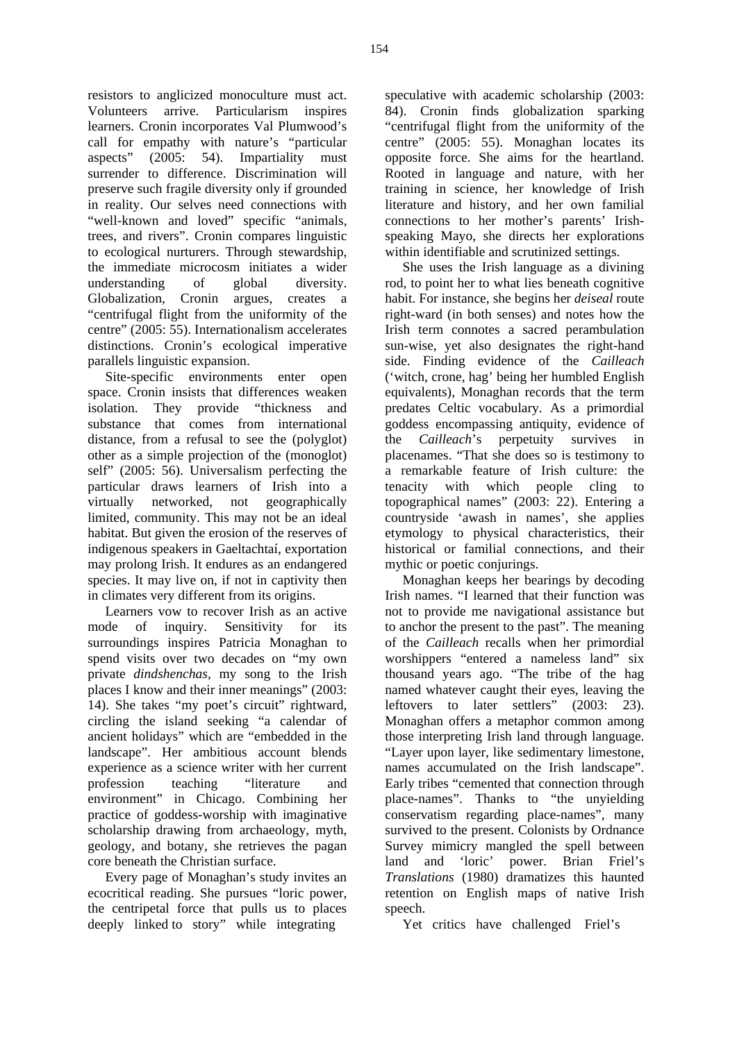resistors to anglicized monoculture must act. Volunteers arrive. Particularism inspires learners. Cronin incorporates Val Plumwood's call for empathy with nature's "particular aspects" (2005: 54). Impartiality must surrender to difference. Discrimination will preserve such fragile diversity only if grounded in reality. Our selves need connections with "well-known and loved" specific "animals, trees, and rivers". Cronin compares linguistic to ecological nurturers. Through stewardship, the immediate microcosm initiates a wider understanding of global diversity. Globalization, Cronin argues, creates a "centrifugal flight from the uniformity of the centre" (2005: 55). Internationalism accelerates distinctions. Cronin's ecological imperative parallels linguistic expansion.

Site-specific environments enter open space. Cronin insists that differences weaken isolation. They provide "thickness and substance that comes from international distance, from a refusal to see the (polyglot) other as a simple projection of the (monoglot) self" (2005: 56). Universalism perfecting the particular draws learners of Irish into a virtually networked, not geographically limited, community. This may not be an ideal habitat. But given the erosion of the reserves of indigenous speakers in Gaeltachtaí, exportation may prolong Irish. It endures as an endangered species. It may live on, if not in captivity then in climates very different from its origins.

Learners vow to recover Irish as an active mode of inquiry. Sensitivity for its surroundings inspires Patricia Monaghan to spend visits over two decades on "my own private *dindshenchas,* my song to the Irish places I know and their inner meanings" (2003: 14). She takes "my poet's circuit" rightward, circling the island seeking "a calendar of ancient holidays" which are "embedded in the landscape". Her ambitious account blends experience as a science writer with her current profession teaching "literature and environment" in Chicago. Combining her practice of goddess-worship with imaginative scholarship drawing from archaeology, myth, geology, and botany, she retrieves the pagan core beneath the Christian surface.

Every page of Monaghan's study invites an ecocritical reading. She pursues "loric power, the centripetal force that pulls us to places deeply linked to story" while integrating speculative with academic scholarship (2003: 84). Cronin finds globalization sparking "centrifugal flight from the uniformity of the centre" (2005: 55). Monaghan locates its opposite force. She aims for the heartland. Rooted in language and nature, with her training in science, her knowledge of Irish literature and history, and her own familial connections to her mother's parents' Irish-speaking Mayo, she directs her explorations within identifiable and scrutinized settings.

She uses the Irish language as a divining rod, to point her to what lies beneath cognitive habit. For instance, she begins her *deiseal* route right-ward (in both senses) and notes how the Irish term connotes a sacred perambulation sun-wise, yet also designates the right-hand side. Finding evidence of the *Cailleach* ('witch, crone, hag' being her humbled English equivalents), Monaghan records that the term predates Celtic vocabulary. As a primordial goddess encompassing antiquity, evidence of the *Cailleach*'s perpetuity survives in placenames. "That she does so is testimony to a remarkable feature of Irish culture: the tenacity with which people cling to topographical names" (2003: 22). Entering a countryside 'awash in names', she applies etymology to physical characteristics, their historical or familial connections, and their mythic or poetic conjurings.

Monaghan keeps her bearings by decoding Irish names. "I learned that their function was not to provide me navigational assistance but to anchor the present to the past". The meaning of the *Cailleach* recalls when her primordial worshippers "entered a nameless land" six thousand years ago. "The tribe of the hag named whatever caught their eyes, leaving the leftovers to later settlers" (2003: 23). Monaghan offers a metaphor common among those interpreting Irish land through language. "Layer upon layer, like sedimentary limestone, names accumulated on the Irish landscape". Early tribes "cemented that connection through place-names". Thanks to "the unyielding conservatism regarding place-names", many survived to the present. Colonists by Ordnance Survey mimicry mangled the spell between land and 'loric' power. Brian Friel's *Translations* (1980) dramatizes this haunted retention on English maps of native Irish speech.

Yet critics have challenged Friel's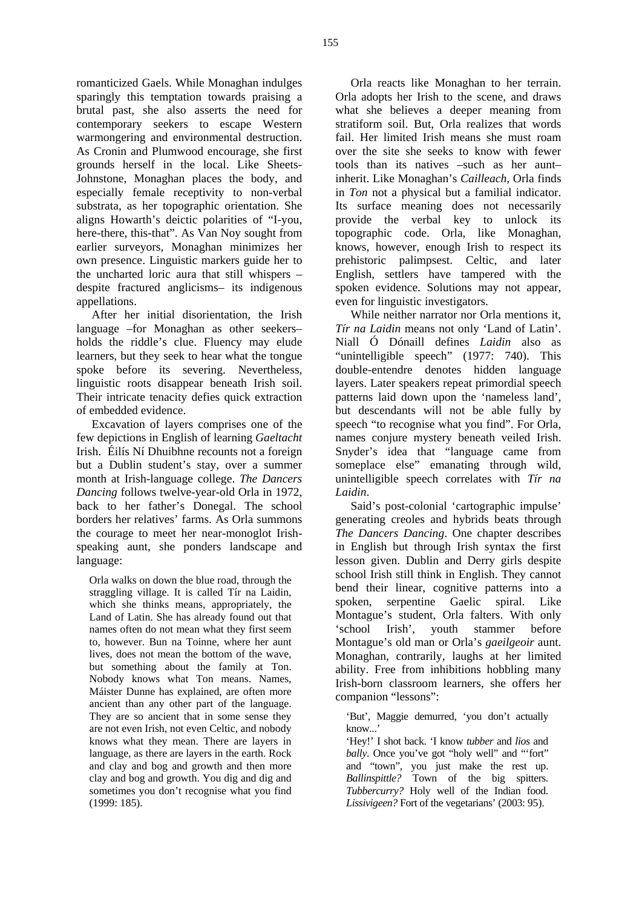romanticized Gaels. While Monaghan indulges sparingly this temptation towards praising a brutal past, she also asserts the need for contemporary seekers to escape Western warmongering and environmental destruction. As Cronin and Plumwood encourage, she first grounds herself in the local. Like Sheets-Johnstone, Monaghan places the body, and especially female receptivity to non-verbal substrata, as her topographic orientation. She aligns Howarth's deictic polarities of "I-you, here-there, this-that". As Van Noy sought from earlier surveyors, Monaghan minimizes her own presence. Linguistic markers guide her to the uncharted loric aura that still whispers –despite fractured anglicisms– its indigenous appellations.

After her initial disorientation, the Irish language –for Monaghan as other seekers– holds the riddle's clue. Fluency may elude learners, but they seek to hear what the tongue spoke before its severing. Nevertheless, linguistic roots disappear beneath Irish soil. Their intricate tenacity defies quick extraction of embedded evidence.

Excavation of layers comprises one of the few depictions in English of learning *Gaeltacht* Irish. Éilís Ní Dhuibhne recounts not a foreign but a Dublin student's stay, over a summer month at Irish-language college. *The Dancers Dancing* follows twelve-year-old Orla in 1972, back to her father's Donegal. The school borders her relatives' farms. As Orla summons the courage to meet her near-monoglot Irish-speaking aunt, she ponders landscape and language:

> Orla walks on down the blue road, through the straggling village. It is called Tír na Laidin, which she thinks means, appropriately, the Land of Latin. She has already found out that names often do not mean what they first seem to, however. Bun na Toinne, where her aunt lives, does not mean the bottom of the wave, but something about the family at Ton. Nobody knows what Ton means. Names, Máister Dunne has explained, are often more ancient than any other part of the language. They are so ancient that in some sense they are not even Irish, not even Celtic, and nobody knows what they mean. There are layers in language, as there are layers in the earth. Rock and clay and bog and growth and then more clay and bog and growth. You dig and dig and sometimes you don't recognise what you find (1999: 185).

Orla reacts like Monaghan to her terrain. Orla adopts her Irish to the scene, and draws what she believes a deeper meaning from stratiform soil. But, Orla realizes that words fail. Her limited Irish means she must roam over the site she seeks to know with fewer tools than its natives –such as her aunt– inherit. Like Monaghan's *Cailleach*, Orla finds in *Ton* not a physical but a familial indicator. Its surface meaning does not necessarily provide the verbal key to unlock its topographic code. Orla, like Monaghan, knows, however, enough Irish to respect its prehistoric palimpsest. Celtic, and later English, settlers have tampered with the spoken evidence. Solutions may not appear, even for linguistic investigators.

While neither narrator nor Orla mentions it, *Tír na Laidin* means not only 'Land of Latin'. Niall Ó Dónaill defines *Laidin* also as "unintelligible speech" (1977: 740). This double-entendre denotes hidden language layers. Later speakers repeat primordial speech patterns laid down upon the 'nameless land', but descendants will not be able fully by speech "to recognise what you find". For Orla, names conjure mystery beneath veiled Irish. Snyder's idea that "language came from someplace else" emanating through wild, unintelligible speech correlates with *Tír na Laidin*.

Said's post-colonial 'cartographic impulse' generating creoles and hybrids beats through *The Dancers Dancing*. One chapter describes in English but through Irish syntax the first lesson given. Dublin and Derry girls despite school Irish still think in English. They cannot bend their linear, cognitive patterns into a spoken, serpentine Gaelic spiral. Like Montague's student, Orla falters. With only 'school Irish', youth stammer before Montague's old man or Orla's *gaeilgeoir* aunt. Monaghan, contrarily, laughs at her limited ability. Free from inhibitions hobbling many Irish-born classroom learners, she offers her companion "lessons":

> 'But', Maggie demurred, 'you don't actually know...'
> 'Hey!' I shot back. 'I know *tubber* and *lios* and *bally*. Once you've got "holy well" and "'fort" and "town", you just make the rest up. *Ballinspittle?* Town of the big spitters. *Tubbercurry?* Holy well of the Indian food. *Lissivigeen?* Fort of the vegetarians' (2003: 95).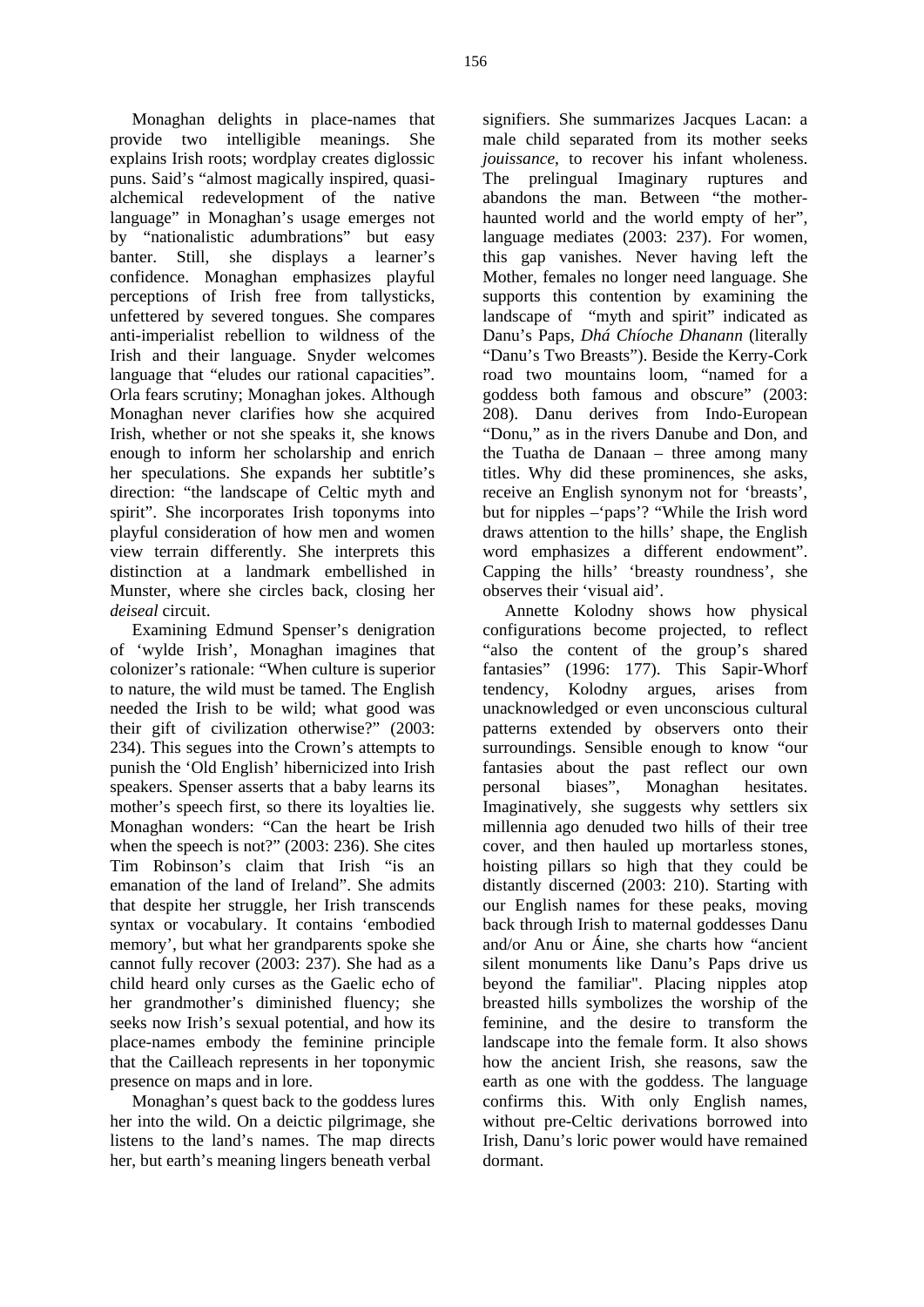Monaghan delights in place-names that provide two intelligible meanings. She explains Irish roots; wordplay creates diglossic puns. Said's "almost magically inspired, quasi-alchemical redevelopment of the native language" in Monaghan's usage emerges not by "nationalistic adumbrations" but easy banter. Still, she displays a learner's confidence. Monaghan emphasizes playful perceptions of Irish free from tallysticks, unfettered by severed tongues. She compares anti-imperialist rebellion to wildness of the Irish and their language. Snyder welcomes language that "eludes our rational capacities". Orla fears scrutiny; Monaghan jokes. Although Monaghan never clarifies how she acquired Irish, whether or not she speaks it, she knows enough to inform her scholarship and enrich her speculations. She expands her subtitle's direction: "the landscape of Celtic myth and spirit". She incorporates Irish toponyms into playful consideration of how men and women view terrain differently. She interprets this distinction at a landmark embellished in Munster, where she circles back, closing her *deiseal* circuit.

Examining Edmund Spenser's denigration of 'wylde Irish', Monaghan imagines that colonizer's rationale: "When culture is superior to nature, the wild must be tamed. The English needed the Irish to be wild; what good was their gift of civilization otherwise?" (2003: 234). This segues into the Crown's attempts to punish the 'Old English' hibernicized into Irish speakers. Spenser asserts that a baby learns its mother's speech first, so there its loyalties lie. Monaghan wonders: "Can the heart be Irish when the speech is not?" (2003: 236). She cites Tim Robinson's claim that Irish "is an emanation of the land of Ireland". She admits that despite her struggle, her Irish transcends syntax or vocabulary. It contains 'embodied memory', but what her grandparents spoke she cannot fully recover (2003: 237). She had as a child heard only curses as the Gaelic echo of her grandmother's diminished fluency; she seeks now Irish's sexual potential, and how its place-names embody the feminine principle that the Cailleach represents in her toponymic presence on maps and in lore.

Monaghan's quest back to the goddess lures her into the wild. On a deictic pilgrimage, she listens to the land's names. The map directs her, but earth's meaning lingers beneath verbal signifiers. She summarizes Jacques Lacan: a male child separated from its mother seeks *jouissance*, to recover his infant wholeness. The prelingual Imaginary ruptures and abandons the man. Between "the mother-haunted world and the world empty of her", language mediates (2003: 237). For women, this gap vanishes. Never having left the Mother, females no longer need language. She supports this contention by examining the landscape of "myth and spirit" indicated as Danu's Paps, *Dhá Chíoche Dhanann* (literally "Danu's Two Breasts"). Beside the Kerry-Cork road two mountains loom, "named for a goddess both famous and obscure" (2003: 208). Danu derives from Indo-European "Donu," as in the rivers Danube and Don, and the Tuatha de Danaan – three among many titles. Why did these prominences, she asks, receive an English synonym not for 'breasts', but for nipples –'paps'? "While the Irish word draws attention to the hills' shape, the English word emphasizes a different endowment". Capping the hills' 'breasty roundness', she observes their 'visual aid'.

Annette Kolodny shows how physical configurations become projected, to reflect "also the content of the group's shared fantasies" (1996: 177). This Sapir-Whorf tendency, Kolodny argues, arises from unacknowledged or even unconscious cultural patterns extended by observers onto their surroundings. Sensible enough to know "our fantasies about the past reflect our own personal biases", Monaghan hesitates. Imaginatively, she suggests why settlers six millennia ago denuded two hills of their tree cover, and then hauled up mortarless stones, hoisting pillars so high that they could be distantly discerned (2003: 210). Starting with our English names for these peaks, moving back through Irish to maternal goddesses Danu and/or Anu or Áine, she charts how "ancient silent monuments like Danu's Paps drive us beyond the familiar". Placing nipples atop breasted hills symbolizes the worship of the feminine, and the desire to transform the landscape into the female form. It also shows how the ancient Irish, she reasons, saw the earth as one with the goddess. The language confirms this. With only English names, without pre-Celtic derivations borrowed into Irish, Danu's loric power would have remained dormant.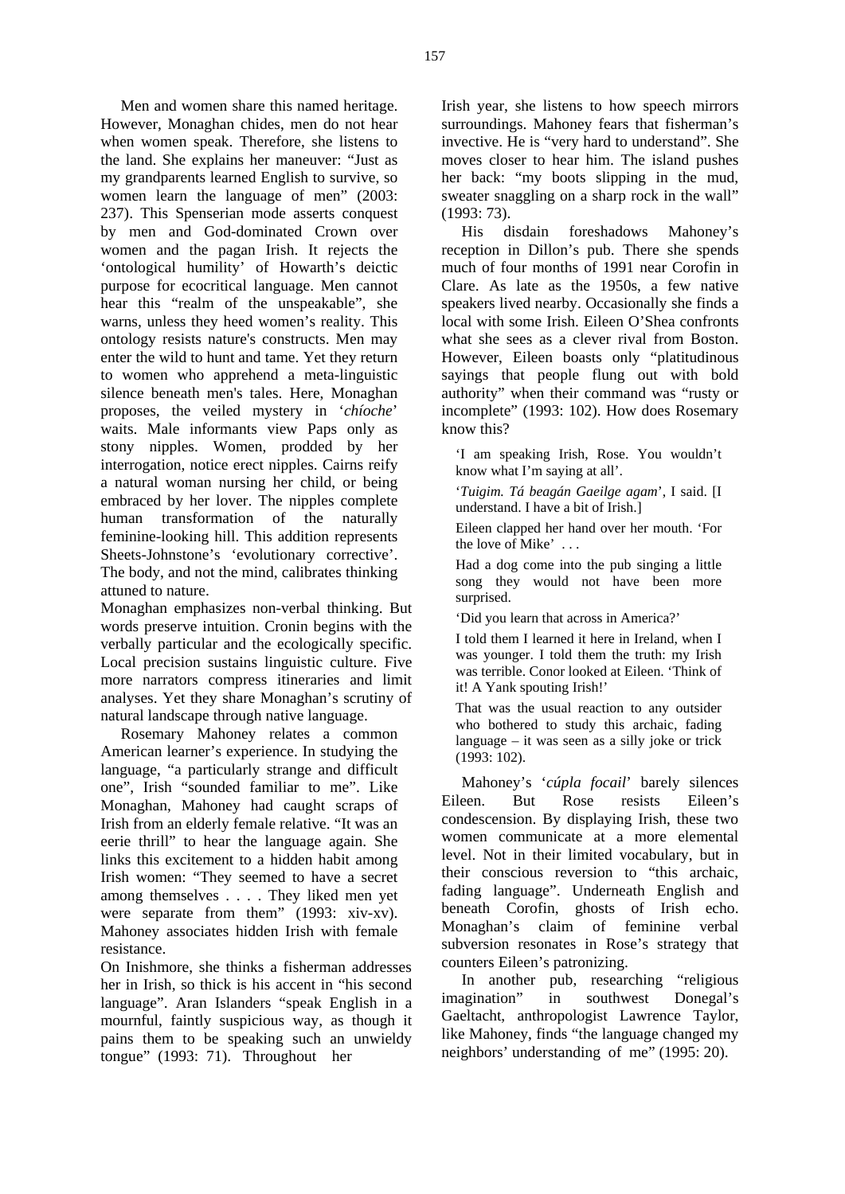Men and women share this named heritage. However, Monaghan chides, men do not hear when women speak. Therefore, she listens to the land. She explains her maneuver: "Just as my grandparents learned English to survive, so women learn the language of men" (2003: 237). This Spenserian mode asserts conquest by men and God-dominated Crown over women and the pagan Irish. It rejects the 'ontological humility' of Howarth's deictic purpose for ecocritical language. Men cannot hear this "realm of the unspeakable", she warns, unless they heed women's reality. This ontology resists nature's constructs. Men may enter the wild to hunt and tame. Yet they return to women who apprehend a meta-linguistic silence beneath men's tales. Here, Monaghan proposes, the veiled mystery in '*chíoche*' waits. Male informants view Paps only as stony nipples. Women, prodded by her interrogation, notice erect nipples. Cairns reify a natural woman nursing her child, or being embraced by her lover. The nipples complete human transformation of the naturally feminine-looking hill. This addition represents Sheets-Johnstone's 'evolutionary corrective'. The body, and not the mind, calibrates thinking attuned to nature.

Monaghan emphasizes non-verbal thinking. But words preserve intuition. Cronin begins with the verbally particular and the ecologically specific. Local precision sustains linguistic culture. Five more narrators compress itineraries and limit analyses. Yet they share Monaghan's scrutiny of natural landscape through native language.

Rosemary Mahoney relates a common American learner's experience. In studying the language, "a particularly strange and difficult one", Irish "sounded familiar to me". Like Monaghan, Mahoney had caught scraps of Irish from an elderly female relative. "It was an eerie thrill" to hear the language again. She links this excitement to a hidden habit among Irish women: "They seemed to have a secret among themselves . . . . They liked men yet were separate from them" (1993: xiv-xv). Mahoney associates hidden Irish with female resistance.

On Inishmore, she thinks a fisherman addresses her in Irish, so thick is his accent in "his second language". Aran Islanders "speak English in a mournful, faintly suspicious way, as though it pains them to be speaking such an unwieldy tongue" (1993: 71). Throughout her Irish year, she listens to how speech mirrors surroundings. Mahoney fears that fisherman's invective. He is "very hard to understand". She moves closer to hear him. The island pushes her back: "my boots slipping in the mud, sweater snaggling on a sharp rock in the wall" (1993: 73).

His disdain foreshadows Mahoney's reception in Dillon's pub. There she spends much of four months of 1991 near Corofin in Clare. As late as the 1950s, a few native speakers lived nearby. Occasionally she finds a local with some Irish. Eileen O'Shea confronts what she sees as a clever rival from Boston. However, Eileen boasts only "platitudinous sayings that people flung out with bold authority" when their command was "rusty or incomplete" (1993: 102). How does Rosemary know this?

> 'I am speaking Irish, Rose. You wouldn't know what I'm saying at all'.
>
> '*Tuigim. Tá beagán Gaeilge agam*', I said. [I understand. I have a bit of Irish.]
>
> Eileen clapped her hand over her mouth. 'For the love of Mike' . . .
>
> Had a dog come into the pub singing a little song they would not have been more surprised.
>
> 'Did you learn that across in America?'
>
> I told them I learned it here in Ireland, when I was younger. I told them the truth: my Irish was terrible. Conor looked at Eileen. 'Think of it! A Yank spouting Irish!'
>
> That was the usual reaction to any outsider who bothered to study this archaic, fading language – it was seen as a silly joke or trick (1993: 102).

Mahoney's '*cúpla focail*' barely silences Eileen. But Rose resists Eileen's condescension. By displaying Irish, these two women communicate at a more elemental level. Not in their limited vocabulary, but in their conscious reversion to "this archaic, fading language". Underneath English and beneath Corofin, ghosts of Irish echo. Monaghan's claim of feminine verbal subversion resonates in Rose's strategy that counters Eileen's patronizing.

In another pub, researching "religious imagination" in southwest Donegal's Gaeltacht, anthropologist Lawrence Taylor, like Mahoney, finds "the language changed my neighbors' understanding of me" (1995: 20).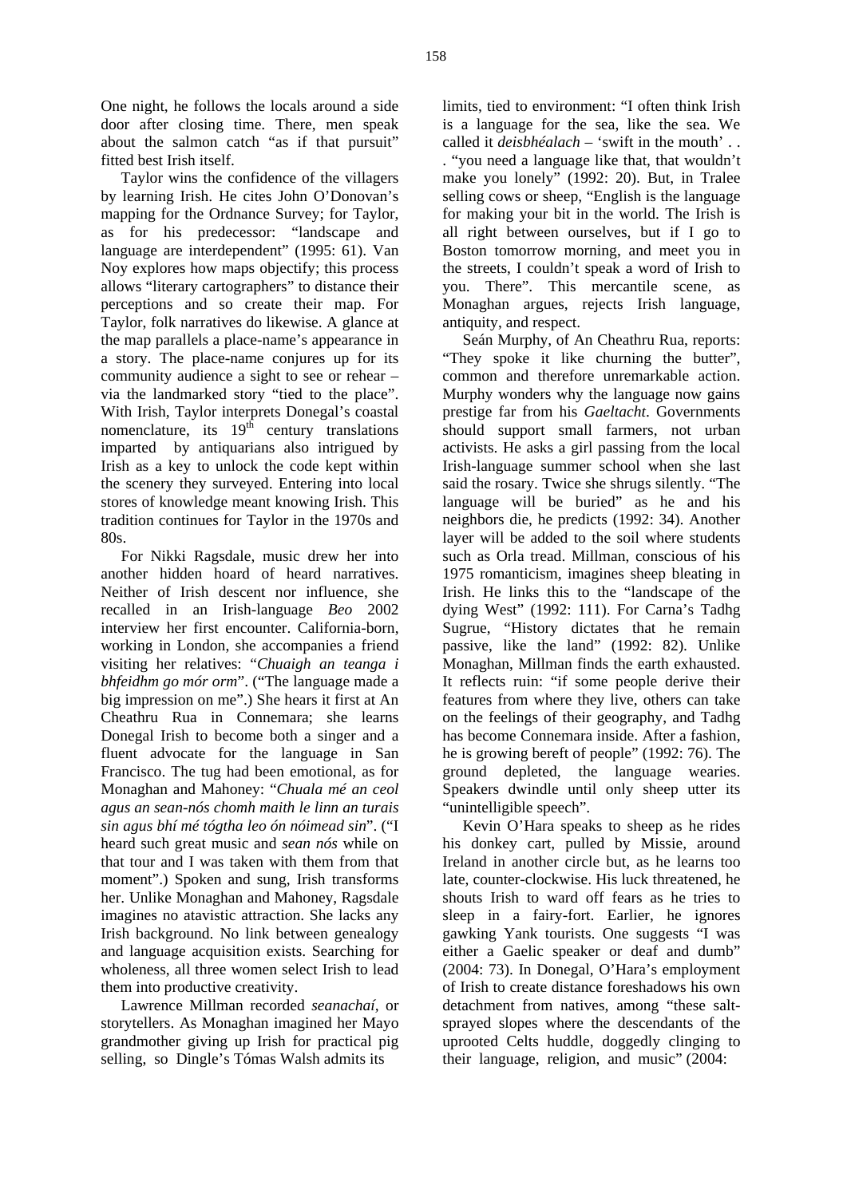One night, he follows the locals around a side door after closing time. There, men speak about the salmon catch "as if that pursuit" fitted best Irish itself.

Taylor wins the confidence of the villagers by learning Irish. He cites John O'Donovan's mapping for the Ordnance Survey; for Taylor, as for his predecessor: "landscape and language are interdependent" (1995: 61). Van Noy explores how maps objectify; this process allows "literary cartographers" to distance their perceptions and so create their map. For Taylor, folk narratives do likewise. A glance at the map parallels a place-name's appearance in a story. The place-name conjures up for its community audience a sight to see or rehear – via the landmarked story "tied to the place". With Irish, Taylor interprets Donegal's coastal nomenclature, its 19[th] century translations imparted by antiquarians also intrigued by Irish as a key to unlock the code kept within the scenery they surveyed. Entering into local stores of knowledge meant knowing Irish. This tradition continues for Taylor in the 1970s and 80s.

For Nikki Ragsdale, music drew her into another hidden hoard of heard narratives. Neither of Irish descent nor influence, she recalled in an Irish-language *Beo* 2002 interview her first encounter. California-born, working in London, she accompanies a friend visiting her relatives: "*Chuaigh an teanga i bhfeidhm go mór orm*". ("The language made a big impression on me".) She hears it first at An Cheathru Rua in Connemara; she learns Donegal Irish to become both a singer and a fluent advocate for the language in San Francisco. The tug had been emotional, as for Monaghan and Mahoney: "*Chuala mé an ceol agus an sean-nós chomh maith le linn an turais sin agus bhí mé tógtha leo ón nóimead sin*". ("I heard such great music and *sean nós* while on that tour and I was taken with them from that moment".) Spoken and sung, Irish transforms her. Unlike Monaghan and Mahoney, Ragsdale imagines no atavistic attraction. She lacks any Irish background. No link between genealogy and language acquisition exists. Searching for wholeness, all three women select Irish to lead them into productive creativity.

Lawrence Millman recorded *seanachaí*, or storytellers. As Monaghan imagined her Mayo grandmother giving up Irish for practical pig selling, so Dingle's Tómas Walsh admits its limits, tied to environment: "I often think Irish is a language for the sea, like the sea. We called it *deisbhéalach* – 'swift in the mouth' . . . "you need a language like that, that wouldn't make you lonely" (1992: 20). But, in Tralee selling cows or sheep, "English is the language for making your bit in the world. The Irish is all right between ourselves, but if I go to Boston tomorrow morning, and meet you in the streets, I couldn't speak a word of Irish to you. There". This mercantile scene, as Monaghan argues, rejects Irish language, antiquity, and respect.

Seán Murphy, of An Cheathru Rua, reports: "They spoke it like churning the butter", common and therefore unremarkable action. Murphy wonders why the language now gains prestige far from his *Gaeltacht*. Governments should support small farmers, not urban activists. He asks a girl passing from the local Irish-language summer school when she last said the rosary. Twice she shrugs silently. "The language will be buried" as he and his neighbors die, he predicts (1992: 34). Another layer will be added to the soil where students such as Orla tread. Millman, conscious of his 1975 romanticism, imagines sheep bleating in Irish. He links this to the "landscape of the dying West" (1992: 111). For Carna's Tadhg Sugrue, "History dictates that he remain passive, like the land" (1992: 82). Unlike Monaghan, Millman finds the earth exhausted. It reflects ruin: "if some people derive their features from where they live, others can take on the feelings of their geography, and Tadhg has become Connemara inside. After a fashion, he is growing bereft of people" (1992: 76). The ground depleted, the language wearies. Speakers dwindle until only sheep utter its "unintelligible speech".

Kevin O'Hara speaks to sheep as he rides his donkey cart, pulled by Missie, around Ireland in another circle but, as he learns too late, counter-clockwise. His luck threatened, he shouts Irish to ward off fears as he tries to sleep in a fairy-fort. Earlier, he ignores gawking Yank tourists. One suggests "I was either a Gaelic speaker or deaf and dumb" (2004: 73). In Donegal, O'Hara's employment of Irish to create distance foreshadows his own detachment from natives, among "these salt-sprayed slopes where the descendants of the uprooted Celts huddle, doggedly clinging to their language, religion, and music" (2004: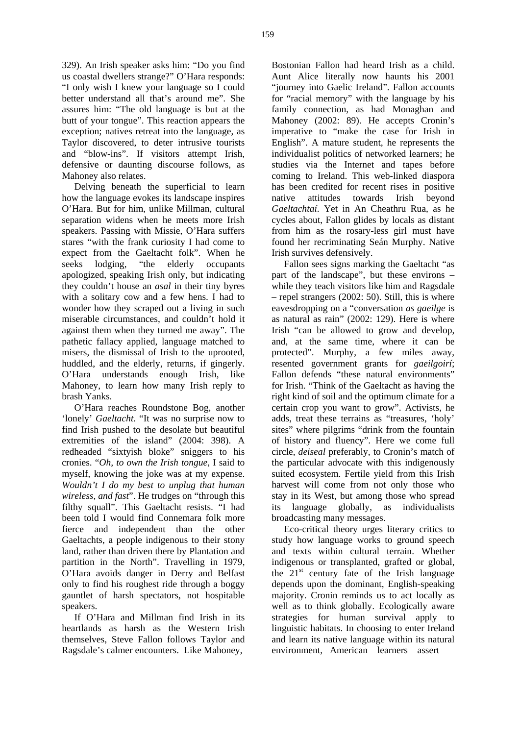329). An Irish speaker asks him: "Do you find us coastal dwellers strange?" O'Hara responds: "I only wish I knew your language so I could better understand all that's around me". She assures him: "The old language is but at the butt of your tongue". This reaction appears the exception; natives retreat into the language, as Taylor discovered, to deter intrusive tourists and "blow-ins". If visitors attempt Irish, defensive or daunting discourse follows, as Mahoney also relates.

Delving beneath the superficial to learn how the language evokes its landscape inspires O'Hara. But for him, unlike Millman, cultural separation widens when he meets more Irish speakers. Passing with Missie, O'Hara suffers stares "with the frank curiosity I had come to expect from the Gaeltacht folk". When he seeks lodging, "the elderly occupants apologized, speaking Irish only, but indicating they couldn't house an *asal* in their tiny byres with a solitary cow and a few hens. I had to wonder how they scraped out a living in such miserable circumstances, and couldn't hold it against them when they turned me away". The pathetic fallacy applied, language matched to misers, the dismissal of Irish to the uprooted, huddled, and the elderly, returns, if gingerly. O'Hara understands enough Irish, like Mahoney, to learn how many Irish reply to brash Yanks.

O'Hara reaches Roundstone Bog, another 'lonely' *Gaeltacht*. "It was no surprise now to find Irish pushed to the desolate but beautiful extremities of the island" (2004: 398). A redheaded "sixtyish bloke" sniggers to his cronies. "*Oh, to own the Irish tongue*, I said to myself, knowing the joke was at my expense. *Wouldn't I do my best to unplug that human wireless, and fast*". He trudges on "through this filthy squall". This Gaeltacht resists. "I had been told I would find Connemara folk more fierce and independent than the other Gaeltachts, a people indigenous to their stony land, rather than driven there by Plantation and partition in the North". Travelling in 1979, O'Hara avoids danger in Derry and Belfast only to find his roughest ride through a boggy gauntlet of harsh spectators, not hospitable speakers.

If O'Hara and Millman find Irish in its heartlands as harsh as the Western Irish themselves, Steve Fallon follows Taylor and Ragsdale's calmer encounters. Like Mahoney, Bostonian Fallon had heard Irish as a child. Aunt Alice literally now haunts his 2001 "journey into Gaelic Ireland". Fallon accounts for "racial memory" with the language by his family connection, as had Monaghan and Mahoney (2002: 89). He accepts Cronin's imperative to "make the case for Irish in English". A mature student, he represents the individualist politics of networked learners; he studies via the Internet and tapes before coming to Ireland. This web-linked diaspora has been credited for recent rises in positive native attitudes towards Irish beyond *Gaeltachtaí*. Yet in An Cheathru Rua, as he cycles about, Fallon glides by locals as distant from him as the rosary-less girl must have found her recriminating Seán Murphy. Native Irish survives defensively.

Fallon sees signs marking the Gaeltacht "as part of the landscape", but these environs – while they teach visitors like him and Ragsdale – repel strangers (2002: 50). Still, this is where eavesdropping on a "conversation *as gaeilge* is as natural as rain" (2002: 129). Here is where Irish "can be allowed to grow and develop, and, at the same time, where it can be protected". Murphy, a few miles away, resented government grants for *gaeilgoirí*; Fallon defends "these natural environments" for Irish. "Think of the Gaeltacht as having the right kind of soil and the optimum climate for a certain crop you want to grow". Activists, he adds, treat these terrains as "treasures, 'holy' sites" where pilgrims "drink from the fountain of history and fluency". Here we come full circle, *deiseal* preferably, to Cronin's match of the particular advocate with this indigenously suited ecosystem. Fertile yield from this Irish harvest will come from not only those who stay in its West, but among those who spread its language globally, as individualists broadcasting many messages.

Eco-critical theory urges literary critics to study how language works to ground speech and texts within cultural terrain. Whether indigenous or transplanted, grafted or global, the 21st century fate of the Irish language depends upon the dominant, English-speaking majority. Cronin reminds us to act locally as well as to think globally. Ecologically aware strategies for human survival apply to linguistic habitats. In choosing to enter Ireland and learn its native language within its natural environment, American learners assert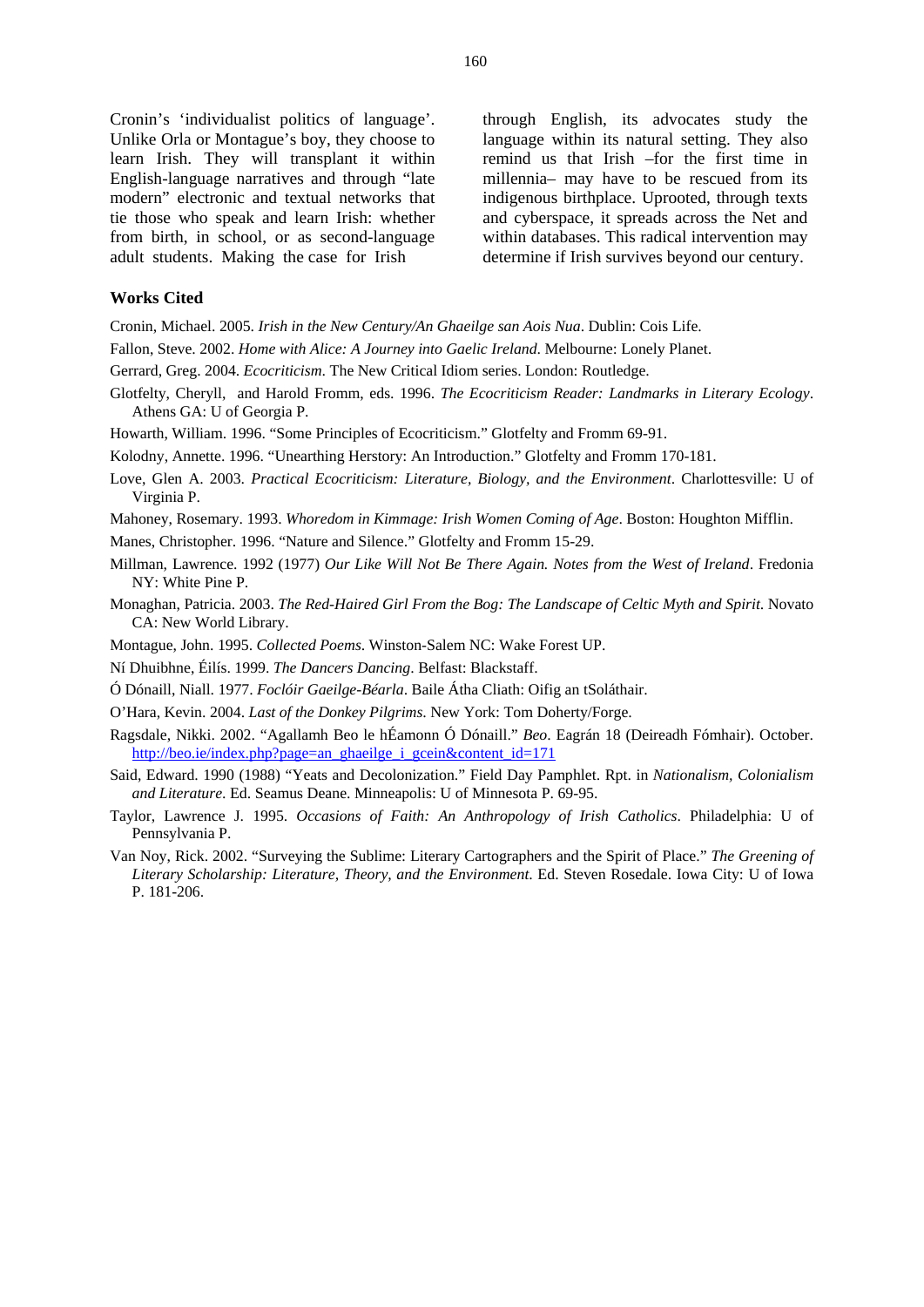Cronin's 'individualist politics of language'. Unlike Orla or Montague's boy, they choose to learn Irish. They will transplant it within English-language narratives and through "late modern" electronic and textual networks that tie those who speak and learn Irish: whether from birth, in school, or as second-language adult students. Making the case for Irish through English, its advocates study the language within its natural setting. They also remind us that Irish –for the first time in millennia– may have to be rescued from its indigenous birthplace. Uprooted, through texts and cyberspace, it spreads across the Net and within databases. This radical intervention may determine if Irish survives beyond our century.

**Works Cited**

Cronin, Michael. 2005. *Irish in the New Century/An Ghaeilge san Aois Nua*. Dublin: Cois Life.

Fallon, Steve. 2002. *Home with Alice: A Journey into Gaelic Ireland*. Melbourne: Lonely Planet.

Gerrard, Greg. 2004. *Ecocriticism*. The New Critical Idiom series. London: Routledge.

Glotfelty, Cheryll, and Harold Fromm, eds. 1996. *The Ecocriticism Reader: Landmarks in Literary Ecology*. Athens GA: U of Georgia P.

Howarth, William. 1996. "Some Principles of Ecocriticism." Glotfelty and Fromm 69-91.

Kolodny, Annette. 1996. "Unearthing Herstory: An Introduction." Glotfelty and Fromm 170-181.

Love, Glen A. 2003. *Practical Ecocriticism: Literature, Biology, and the Environment*. Charlottesville: U of Virginia P.

Mahoney, Rosemary. 1993. *Whoredom in Kimmage: Irish Women Coming of Age*. Boston: Houghton Mifflin.

Manes, Christopher. 1996. "Nature and Silence." Glotfelty and Fromm 15-29.

Millman, Lawrence. 1992 (1977) *Our Like Will Not Be There Again. Notes from the West of Ireland*. Fredonia NY: White Pine P.

Monaghan, Patricia. 2003. *The Red-Haired Girl From the Bog: The Landscape of Celtic Myth and Spirit*. Novato CA: New World Library.

Montague, John. 1995. *Collected Poems*. Winston-Salem NC: Wake Forest UP.

Ní Dhuibhne, Éilís. 1999. *The Dancers Dancing*. Belfast: Blackstaff.

Ó Dónaill, Niall. 1977. *Foclóir Gaeilge-Béarla*. Baile Átha Cliath: Oifig an tSoláthair.

O'Hara, Kevin. 2004. *Last of the Donkey Pilgrims*. New York: Tom Doherty/Forge.

Ragsdale, Nikki. 2002. "Agallamh Beo le hÉamonn Ó Dónaill." *Beo*. Eagrán 18 (Deireadh Fómhair). October. http://beo.ie/index.php?page=an_ghaeilge_i_gcein&content_id=171

Said, Edward. 1990 (1988) "Yeats and Decolonization." Field Day Pamphlet. Rpt. in *Nationalism, Colonialism and Literature*. Ed. Seamus Deane. Minneapolis: U of Minnesota P. 69-95.

Taylor, Lawrence J. 1995. *Occasions of Faith: An Anthropology of Irish Catholics*. Philadelphia: U of Pennsylvania P.

Van Noy, Rick. 2002. "Surveying the Sublime: Literary Cartographers and the Spirit of Place." *The Greening of Literary Scholarship: Literature, Theory, and the Environment*. Ed. Steven Rosedale. Iowa City: U of Iowa P. 181-206.